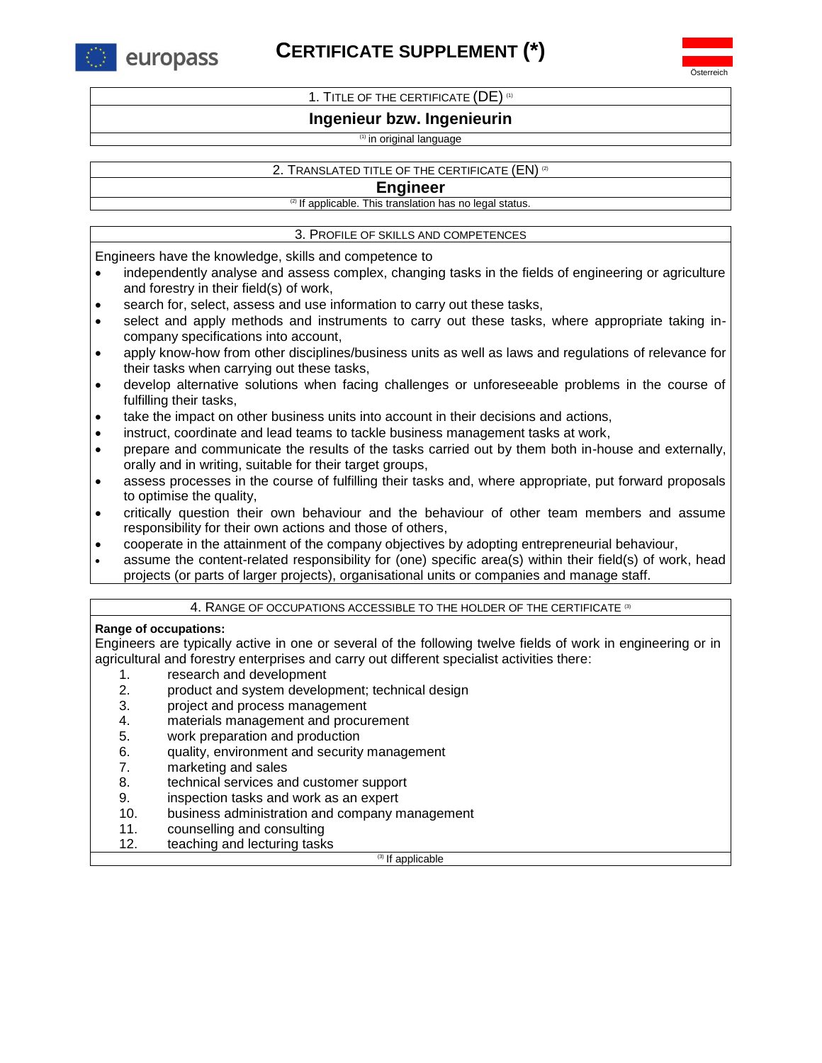europass

# CERTIFICATE SUPPLEMENT (*)

Österreich

## 1. TITLE OF THE CERTIFICATE (DE) [1]

**Ingenieur bzw. Ingenieurin**

[1] in original language

## 2. TRANSLATED TITLE OF THE CERTIFICATE (EN) [2]

**Engineer**

[2] If applicable. This translation has no legal status.

## 3. PROFILE OF SKILLS AND COMPETENCES

Engineers have the knowledge, skills and competence to

- independently analyse and assess complex, changing tasks in the fields of engineering or agriculture and forestry in their field(s) of work,
- search for, select, assess and use information to carry out these tasks,
- select and apply methods and instruments to carry out these tasks, where appropriate taking in-company specifications into account,
- apply know-how from other disciplines/business units as well as laws and regulations of relevance for their tasks when carrying out these tasks,
- develop alternative solutions when facing challenges or unforeseeable problems in the course of fulfilling their tasks,
- take the impact on other business units into account in their decisions and actions,
- instruct, coordinate and lead teams to tackle business management tasks at work,
- prepare and communicate the results of the tasks carried out by them both in-house and externally, orally and in writing, suitable for their target groups,
- assess processes in the course of fulfilling their tasks and, where appropriate, put forward proposals to optimise the quality,
- critically question their own behaviour and the behaviour of other team members and assume responsibility for their own actions and those of others,
- cooperate in the attainment of the company objectives by adopting entrepreneurial behaviour,
- assume the content-related responsibility for (one) specific area(s) within their field(s) of work, head projects (or parts of larger projects), organisational units or companies and manage staff.

## 4. RANGE OF OCCUPATIONS ACCESSIBLE TO THE HOLDER OF THE CERTIFICATE [3]

**Range of occupations:**

Engineers are typically active in one or several of the following twelve fields of work in engineering or in agricultural and forestry enterprises and carry out different specialist activities there:

1. research and development
2. product and system development; technical design
3. project and process management
4. materials management and procurement
5. work preparation and production
6. quality, environment and security management
7. marketing and sales
8. technical services and customer support
9. inspection tasks and work as an expert
10. business administration and company management
11. counselling and consulting
12. teaching and lecturing tasks

[3] If applicable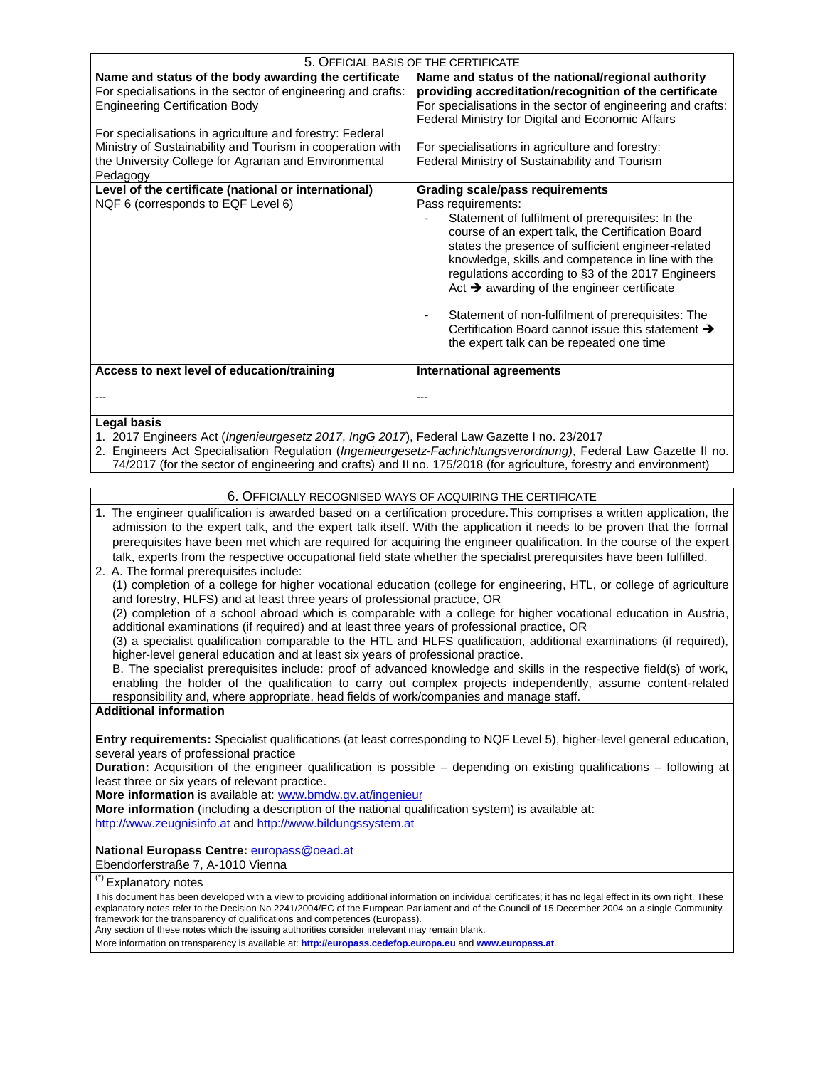## 5. Official basis of the certificate

| | |
|---|---|
| **Name and status of the body awarding the certificate**<br>For specialisations in the sector of engineering and crafts: Engineering Certification Body<br><br>For specialisations in agriculture and forestry: Federal Ministry of Sustainability and Tourism in cooperation with the University College for Agrarian and Environmental Pedagogy | **Name and status of the national/regional authority providing accreditation/recognition of the certificate**<br>For specialisations in the sector of engineering and crafts: Federal Ministry for Digital and Economic Affairs<br><br>For specialisations in agriculture and forestry: Federal Ministry of Sustainability and Tourism |
| **Level of the certificate (national or international)**<br>NQF 6 (corresponds to EQF Level 6) | **Grading scale/pass requirements**<br>Pass requirements:<br>- Statement of fulfilment of prerequisites: In the course of an expert talk, the Certification Board states the presence of sufficient engineer-related knowledge, skills and competence in line with the regulations according to §3 of the 2017 Engineers Act ➔ awarding of the engineer certificate<br><br>- Statement of non-fulfilment of prerequisites: The Certification Board cannot issue this statement ➔ the expert talk can be repeated one time |
| **Access to next level of education/training**<br><br>--- | **International agreements**<br><br>--- |

**Legal basis**

1. 2017 Engineers Act (*Ingenieurgesetz 2017*, *IngG 2017*), Federal Law Gazette I no. 23/2017
2. Engineers Act Specialisation Regulation (*Ingenieurgesetz-Fachrichtungsverordnung)*, Federal Law Gazette II no. 74/2017 (for the sector of engineering and crafts) and II no. 175/2018 (for agriculture, forestry and environment)

## 6. Officially recognised ways of acquiring the certificate

1. The engineer qualification is awarded based on a certification procedure. This comprises a written application, the admission to the expert talk, and the expert talk itself. With the application it needs to be proven that the formal prerequisites have been met which are required for acquiring the engineer qualification. In the course of the expert talk, experts from the respective occupational field state whether the specialist prerequisites have been fulfilled.
2. A. The formal prerequisites include:
   (1) completion of a college for higher vocational education (college for engineering, HTL, or college of agriculture and forestry, HLFS) and at least three years of professional practice, OR
   (2) completion of a school abroad which is comparable with a college for higher vocational education in Austria, additional examinations (if required) and at least three years of professional practice, OR
   (3) a specialist qualification comparable to the HTL and HLFS qualification, additional examinations (if required), higher-level general education and at least six years of professional practice.
   B. The specialist prerequisites include: proof of advanced knowledge and skills in the respective field(s) of work, enabling the holder of the qualification to carry out complex projects independently, assume content-related responsibility and, where appropriate, head fields of work/companies and manage staff.

**Additional information**

**Entry requirements:** Specialist qualifications (at least corresponding to NQF Level 5), higher-level general education, several years of professional practice
**Duration:** Acquisition of the engineer qualification is possible – depending on existing qualifications – following at least three or six years of relevant practice.
**More information** is available at: www.bmdw.gv.at/ingenieur
**More information** (including a description of the national qualification system) is available at:
http://www.zeugnisinfo.at and http://www.bildungssystem.at

**National Europass Centre:** europass@oead.at
Ebendorferstraße 7, A-1010 Vienna

(*) Explanatory notes

This document has been developed with a view to providing additional information on individual certificates; it has no legal effect in its own right. These explanatory notes refer to the Decision No 2241/2004/EC of the European Parliament and of the Council of 15 December 2004 on a single Community framework for the transparency of qualifications and competences (Europass).
Any section of these notes which the issuing authorities consider irrelevant may remain blank.
More information on transparency is available at: **http://europass.cedefop.europa.eu** and **www.europass.at**.